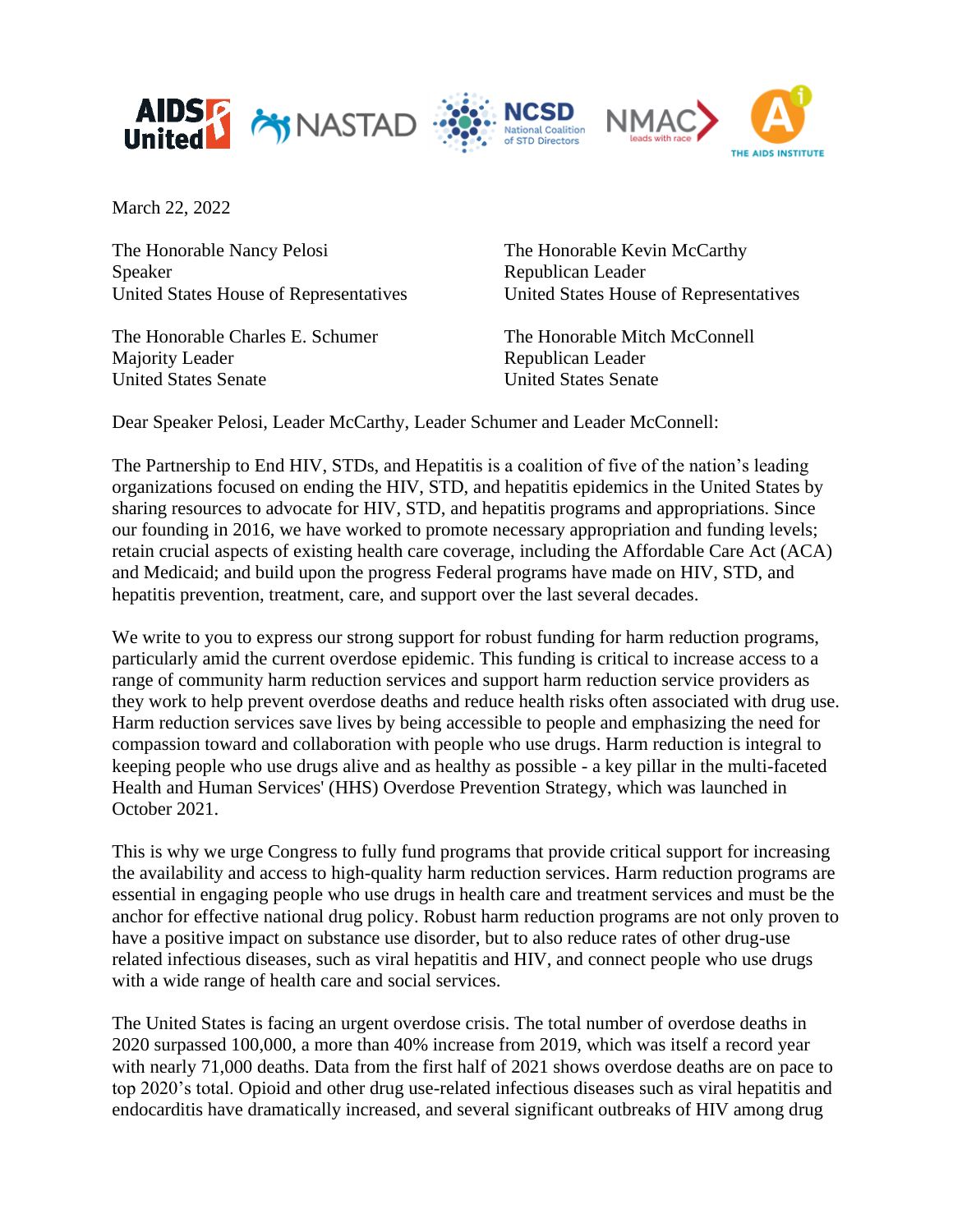March 22, 2022

The Honorable Nancy Pelosi
Speaker
United States House of Representatives

The Honorable Kevin McCarthy
Republican Leader
United States House of Representatives

The Honorable Charles E. Schumer
Majority Leader
United States Senate

The Honorable Mitch McConnell
Republican Leader
United States Senate

Dear Speaker Pelosi, Leader McCarthy, Leader Schumer and Leader McConnell:

The Partnership to End HIV, STDs, and Hepatitis is a coalition of five of the nation's leading organizations focused on ending the HIV, STD, and hepatitis epidemics in the United States by sharing resources to advocate for HIV, STD, and hepatitis programs and appropriations. Since our founding in 2016, we have worked to promote necessary appropriation and funding levels; retain crucial aspects of existing health care coverage, including the Affordable Care Act (ACA) and Medicaid; and build upon the progress Federal programs have made on HIV, STD, and hepatitis prevention, treatment, care, and support over the last several decades.

We write to you to express our strong support for robust funding for harm reduction programs, particularly amid the current overdose epidemic. This funding is critical to increase access to a range of community harm reduction services and support harm reduction service providers as they work to help prevent overdose deaths and reduce health risks often associated with drug use. Harm reduction services save lives by being accessible to people and emphasizing the need for compassion toward and collaboration with people who use drugs. Harm reduction is integral to keeping people who use drugs alive and as healthy as possible - a key pillar in the multi-faceted Health and Human Services' (HHS) Overdose Prevention Strategy, which was launched in October 2021.

This is why we urge Congress to fully fund programs that provide critical support for increasing the availability and access to high-quality harm reduction services. Harm reduction programs are essential in engaging people who use drugs in health care and treatment services and must be the anchor for effective national drug policy. Robust harm reduction programs are not only proven to have a positive impact on substance use disorder, but to also reduce rates of other drug-use related infectious diseases, such as viral hepatitis and HIV, and connect people who use drugs with a wide range of health care and social services.

The United States is facing an urgent overdose crisis. The total number of overdose deaths in 2020 surpassed 100,000, a more than 40% increase from 2019, which was itself a record year with nearly 71,000 deaths. Data from the first half of 2021 shows overdose deaths are on pace to top 2020's total. Opioid and other drug use-related infectious diseases such as viral hepatitis and endocarditis have dramatically increased, and several significant outbreaks of HIV among drug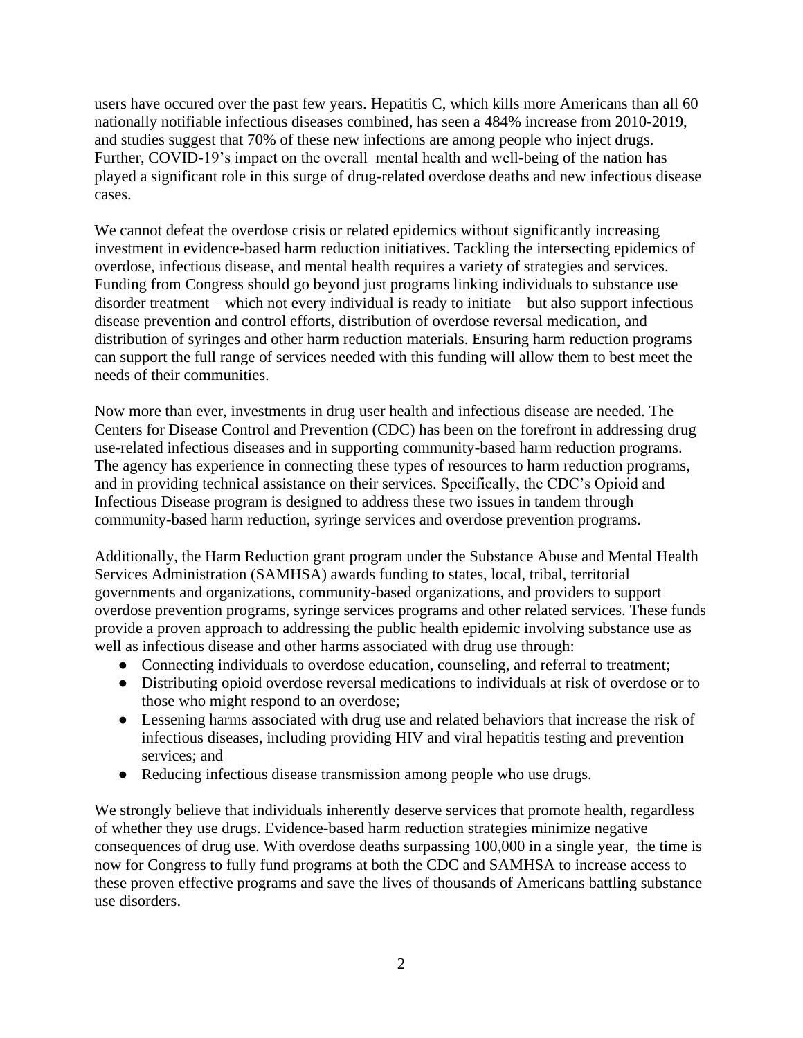users have occured over the past few years. Hepatitis C, which kills more Americans than all 60 nationally notifiable infectious diseases combined, has seen a 484% increase from 2010-2019, and studies suggest that 70% of these new infections are among people who inject drugs. Further, COVID-19's impact on the overall mental health and well-being of the nation has played a significant role in this surge of drug-related overdose deaths and new infectious disease cases.

We cannot defeat the overdose crisis or related epidemics without significantly increasing investment in evidence-based harm reduction initiatives. Tackling the intersecting epidemics of overdose, infectious disease, and mental health requires a variety of strategies and services. Funding from Congress should go beyond just programs linking individuals to substance use disorder treatment – which not every individual is ready to initiate – but also support infectious disease prevention and control efforts, distribution of overdose reversal medication, and distribution of syringes and other harm reduction materials. Ensuring harm reduction programs can support the full range of services needed with this funding will allow them to best meet the needs of their communities.

Now more than ever, investments in drug user health and infectious disease are needed. The Centers for Disease Control and Prevention (CDC) has been on the forefront in addressing drug use-related infectious diseases and in supporting community-based harm reduction programs. The agency has experience in connecting these types of resources to harm reduction programs, and in providing technical assistance on their services. Specifically, the CDC's Opioid and Infectious Disease program is designed to address these two issues in tandem through community-based harm reduction, syringe services and overdose prevention programs.

Additionally, the Harm Reduction grant program under the Substance Abuse and Mental Health Services Administration (SAMHSA) awards funding to states, local, tribal, territorial governments and organizations, community-based organizations, and providers to support overdose prevention programs, syringe services programs and other related services. These funds provide a proven approach to addressing the public health epidemic involving substance use as well as infectious disease and other harms associated with drug use through:

- Connecting individuals to overdose education, counseling, and referral to treatment;
- Distributing opioid overdose reversal medications to individuals at risk of overdose or to those who might respond to an overdose;
- Lessening harms associated with drug use and related behaviors that increase the risk of infectious diseases, including providing HIV and viral hepatitis testing and prevention services; and
- Reducing infectious disease transmission among people who use drugs.

We strongly believe that individuals inherently deserve services that promote health, regardless of whether they use drugs. Evidence-based harm reduction strategies minimize negative consequences of drug use. With overdose deaths surpassing 100,000 in a single year, the time is now for Congress to fully fund programs at both the CDC and SAMHSA to increase access to these proven effective programs and save the lives of thousands of Americans battling substance use disorders.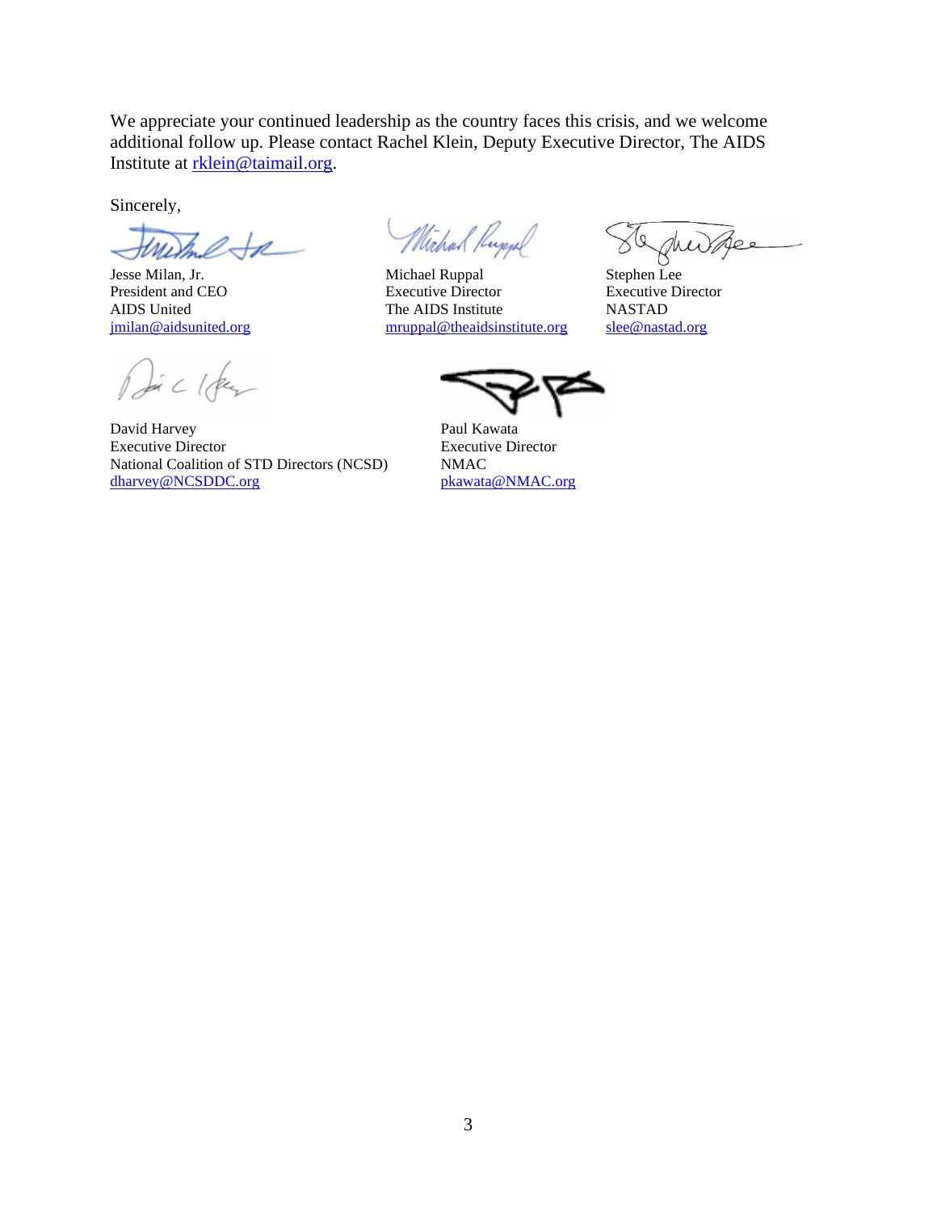We appreciate your continued leadership as the country faces this crisis, and we welcome additional follow up. Please contact Rachel Klein, Deputy Executive Director, The AIDS Institute at rklein@taimail.org.

Sincerely,

Jesse Milan, Jr.
President and CEO
AIDS United
jmilan@aidsunited.org

Michael Ruppal
Executive Director
The AIDS Institute
mruppal@theaidsinstitute.org

Stephen Lee
Executive Director
NASTAD
slee@nastad.org

David Harvey
Executive Director
National Coalition of STD Directors (NCSD)
dharvey@NCSDDC.org

Paul Kawata
Executive Director
NMAC
pkawata@NMAC.org